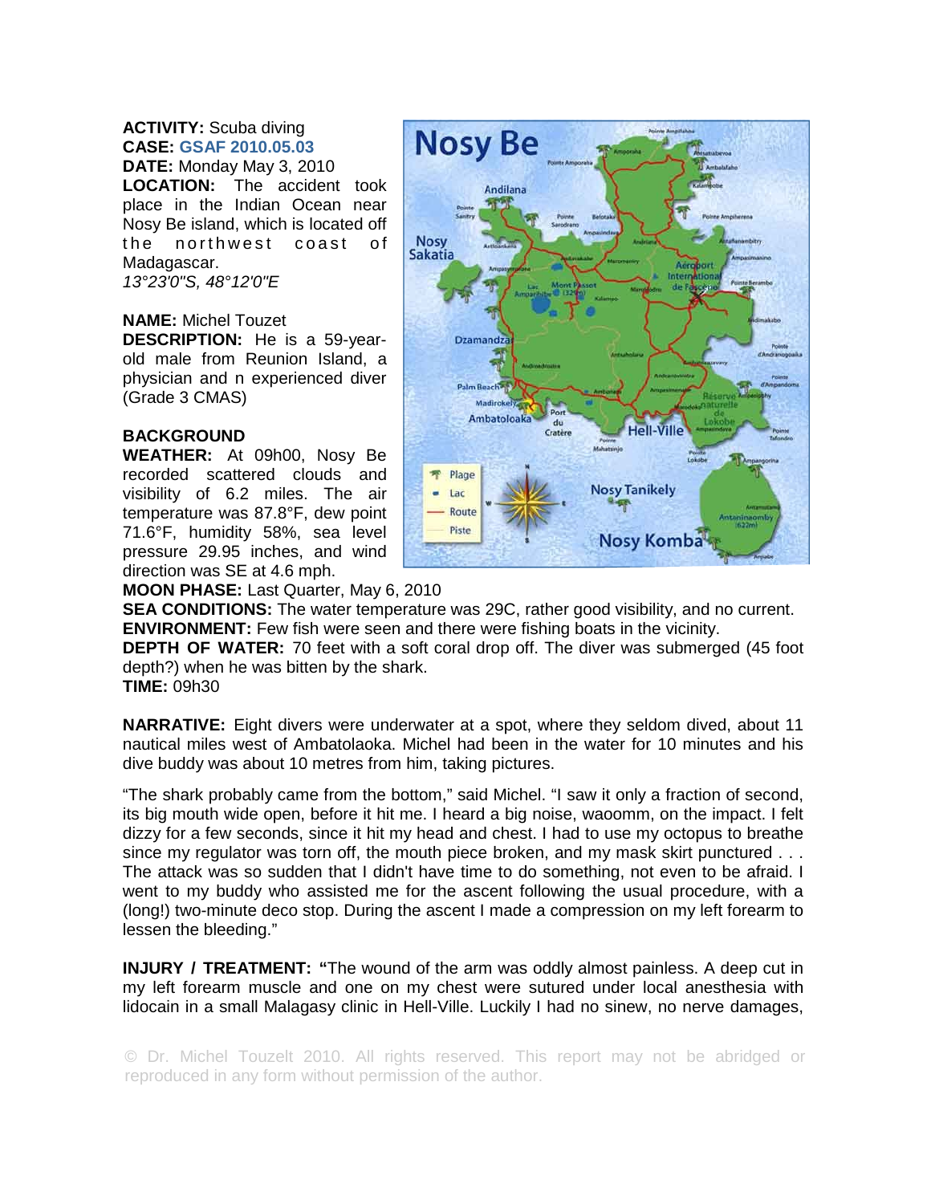**ACTIVITY:** Scuba diving
**CASE:** GSAF 2010.05.03
**DATE:** Monday May 3, 2010
**LOCATION:** The accident took place in the Indian Ocean near Nosy Be island, which is located off the northwest coast of Madagascar.
*13°23'0"S, 48°12'0"E*

**NAME:** Michel Touzet
**DESCRIPTION:** He is a 59-year-old male from Reunion Island, a physician and n experienced diver (Grade 3 CMAS)

**BACKGROUND**
**WEATHER:** At 09h00, Nosy Be recorded scattered clouds and visibility of 6.2 miles. The air temperature was 87.8°F, dew point 71.6°F, humidity 58%, sea level pressure 29.95 inches, and wind direction was SE at 4.6 mph.
**MOON PHASE:** Last Quarter, May 6, 2010
**SEA CONDITIONS:** The water temperature was 29C, rather good visibility, and no current.
**ENVIRONMENT:** Few fish were seen and there were fishing boats in the vicinity.
**DEPTH OF WATER:** 70 feet with a soft coral drop off. The diver was submerged (45 foot depth?) when he was bitten by the shark.
**TIME:** 09h30

**NARRATIVE:** Eight divers were underwater at a spot, where they seldom dived, about 11 nautical miles west of Ambatolaoka. Michel had been in the water for 10 minutes and his dive buddy was about 10 metres from him, taking pictures.

"The shark probably came from the bottom," said Michel. "I saw it only a fraction of second, its big mouth wide open, before it hit me. I heard a big noise, waoomm, on the impact. I felt dizzy for a few seconds, since it hit my head and chest. I had to use my octopus to breathe since my regulator was torn off, the mouth piece broken, and my mask skirt punctured . . . The attack was so sudden that I didn't have time to do something, not even to be afraid. I went to my buddy who assisted me for the ascent following the usual procedure, with a (long!) two-minute deco stop. During the ascent I made a compression on my left forearm to lessen the bleeding."

**INJURY / TREATMENT:** "The wound of the arm was oddly almost painless. A deep cut in my left forearm muscle and one on my chest were sutured under local anesthesia with lidocain in a small Malagasy clinic in Hell-Ville. Luckily I had no sinew, no nerve damages,

© Dr. Michel Touzelt 2010. All rights reserved. This report may not be abridged or reproduced in any form without permission of the author.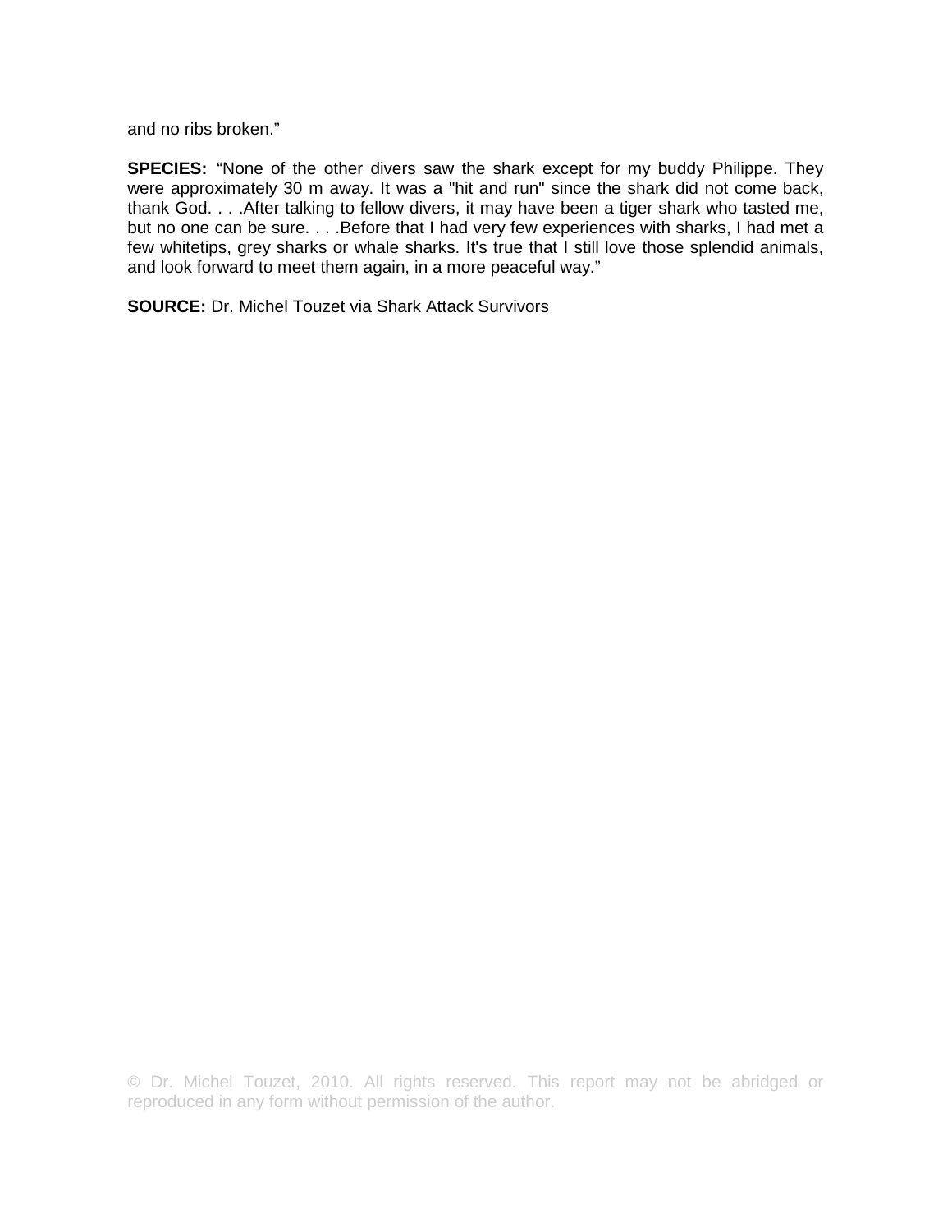and no ribs broken."

**SPECIES:** "None of the other divers saw the shark except for my buddy Philippe. They were approximately 30 m away. It was a "hit and run" since the shark did not come back, thank God. . . .After talking to fellow divers, it may have been a tiger shark who tasted me, but no one can be sure. . . .Before that I had very few experiences with sharks, I had met a few whitetips, grey sharks or whale sharks. It's true that I still love those splendid animals, and look forward to meet them again, in a more peaceful way."

**SOURCE:** Dr. Michel Touzet via Shark Attack Survivors

© Dr. Michel Touzet, 2010. All rights reserved. This report may not be abridged or reproduced in any form without permission of the author.